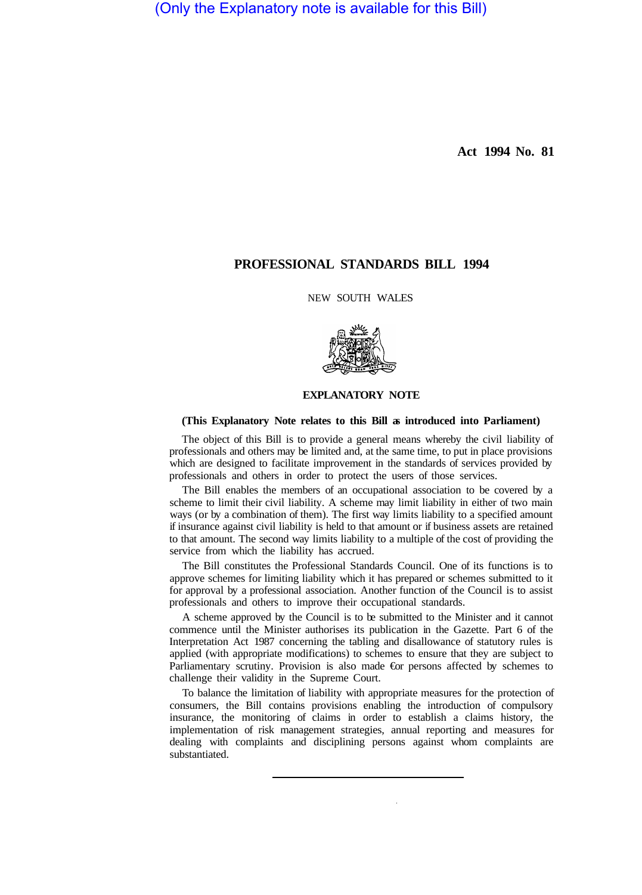(Only the Explanatory note is available for this Bill)

**Act 1994 No. 81**

# PROFESSIONAL STANDARDS BILL 1994

NEW SOUTH WALES

## EXPLANATORY NOTE

**(This Explanatory Note relates to this Bill as introduced into Parliament)**

The object of this Bill is to provide a general means whereby the civil liability of professionals and others may be limited and, at the same time, to put in place provisions which are designed to facilitate improvement in the standards of services provided by professionals and others in order to protect the users of those services.

The Bill enables the members of an occupational association to be covered by a scheme to limit their civil liability. A scheme may limit liability in either of two main ways (or by a combination of them). The first way limits liability to a specified amount if insurance against civil liability is held to that amount or if business assets are retained to that amount. The second way limits liability to a multiple of the cost of providing the service from which the liability has accrued.

The Bill constitutes the Professional Standards Council. One of its functions is to approve schemes for limiting liability which it has prepared or schemes submitted to it for approval by a professional association. Another function of the Council is to assist professionals and others to improve their occupational standards.

A scheme approved by the Council is to be submitted to the Minister and it cannot commence until the Minister authorises its publication in the Gazette. Part 6 of the Interpretation Act 1987 concerning the tabling and disallowance of statutory rules is applied (with appropriate modifications) to schemes to ensure that they are subject to Parliamentary scrutiny. Provision is also made for persons affected by schemes to challenge their validity in the Supreme Court.

To balance the limitation of liability with appropriate measures for the protection of consumers, the Bill contains provisions enabling the introduction of compulsory insurance, the monitoring of claims in order to establish a claims history, the implementation of risk management strategies, annual reporting and measures for dealing with complaints and disciplining persons against whom complaints are substantiated.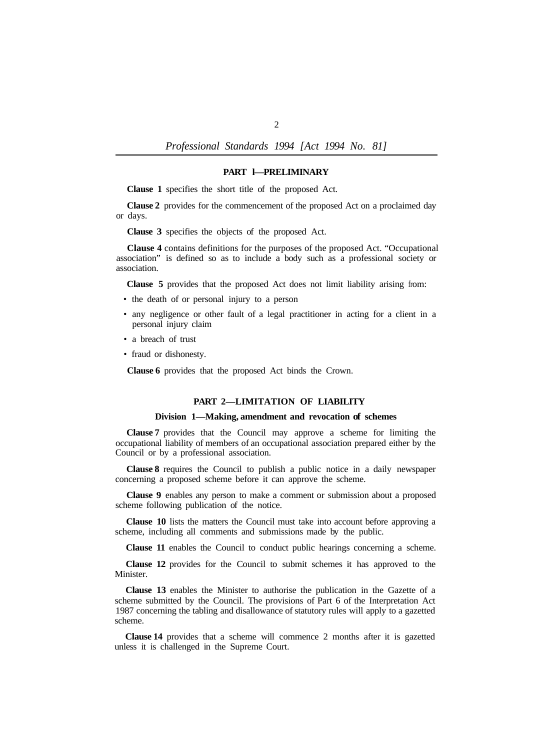## PART 1—PRELIMINARY

**Clause 1** specifies the short title of the proposed Act.

**Clause 2** provides for the commencement of the proposed Act on a proclaimed day or days.

**Clause 3** specifies the objects of the proposed Act.

**Clause 4** contains definitions for the purposes of the proposed Act. "Occupational association" is defined so as to include a body such as a professional society or association.

**Clause 5** provides that the proposed Act does not limit liability arising from:

- the death of or personal injury to a person
- any negligence or other fault of a legal practitioner in acting for a client in a personal injury claim
- a breach of trust
- fraud or dishonesty.

**Clause 6** provides that the proposed Act binds the Crown.

## PART 2—LIMITATION OF LIABILITY

### Division 1—Making, amendment and revocation of schemes

**Clause 7** provides that the Council may approve a scheme for limiting the occupational liability of members of an occupational association prepared either by the Council or by a professional association.

**Clause 8** requires the Council to publish a public notice in a daily newspaper concerning a proposed scheme before it can approve the scheme.

**Clause 9** enables any person to make a comment or submission about a proposed scheme following publication of the notice.

**Clause 10** lists the matters the Council must take into account before approving a scheme, including all comments and submissions made by the public.

**Clause 11** enables the Council to conduct public hearings concerning a scheme.

**Clause 12** provides for the Council to submit schemes it has approved to the Minister.

**Clause 13** enables the Minister to authorise the publication in the Gazette of a scheme submitted by the Council. The provisions of Part 6 of the Interpretation Act 1987 concerning the tabling and disallowance of statutory rules will apply to a gazetted scheme.

**Clause 14** provides that a scheme will commence 2 months after it is gazetted unless it is challenged in the Supreme Court.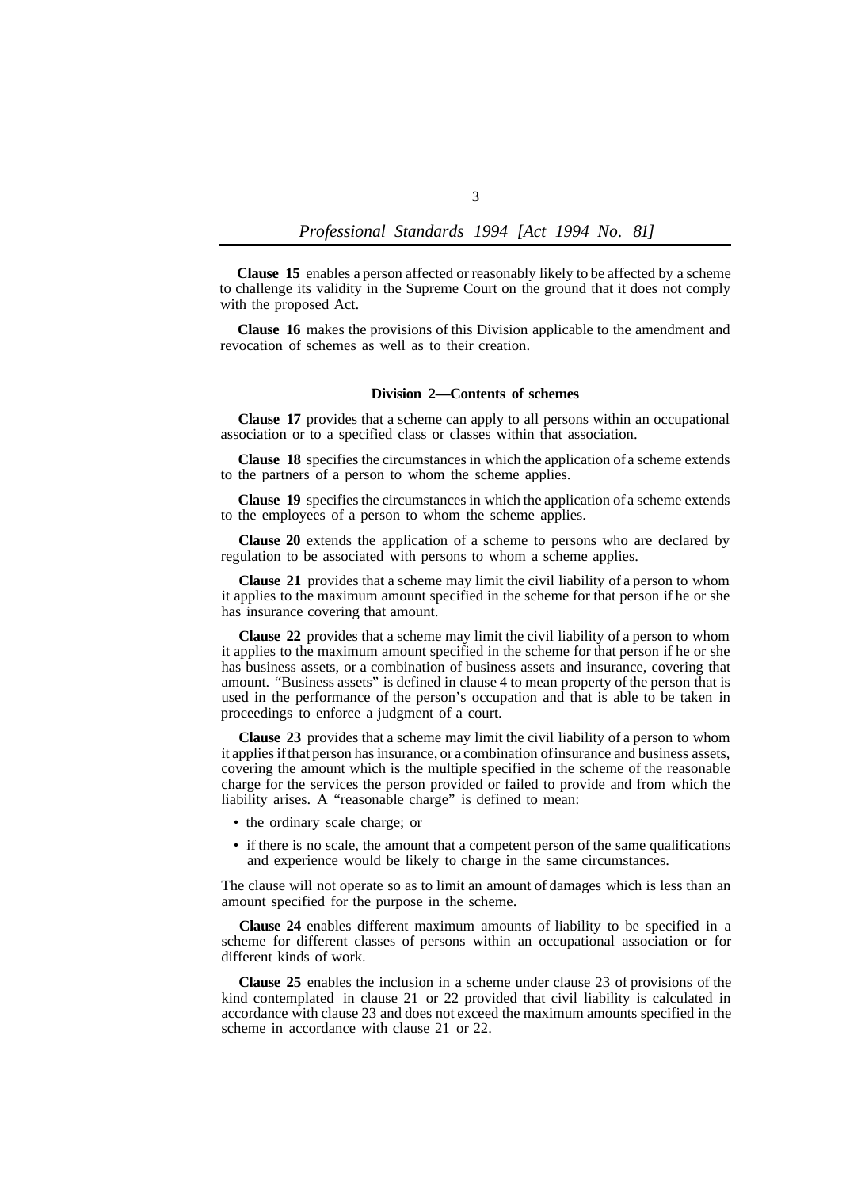**Clause 15** enables a person affected or reasonably likely to be affected by a scheme to challenge its validity in the Supreme Court on the ground that it does not comply with the proposed Act.

**Clause 16** makes the provisions of this Division applicable to the amendment and revocation of schemes as well as to their creation.

### Division 2—Contents of schemes

**Clause 17** provides that a scheme can apply to all persons within an occupational association or to a specified class or classes within that association.

**Clause 18** specifies the circumstances in which the application of a scheme extends to the partners of a person to whom the scheme applies.

**Clause 19** specifies the circumstances in which the application of a scheme extends to the employees of a person to whom the scheme applies.

**Clause 20** extends the application of a scheme to persons who are declared by regulation to be associated with persons to whom a scheme applies.

**Clause 21** provides that a scheme may limit the civil liability of a person to whom it applies to the maximum amount specified in the scheme for that person if he or she has insurance covering that amount.

**Clause 22** provides that a scheme may limit the civil liability of a person to whom it applies to the maximum amount specified in the scheme for that person if he or she has business assets, or a combination of business assets and insurance, covering that amount. "Business assets" is defined in clause 4 to mean property of the person that is used in the performance of the person's occupation and that is able to be taken in proceedings to enforce a judgment of a court.

**Clause 23** provides that a scheme may limit the civil liability of a person to whom it applies if that person has insurance, or a combination of insurance and business assets, covering the amount which is the multiple specified in the scheme of the reasonable charge for the services the person provided or failed to provide and from which the liability arises. A "reasonable charge" is defined to mean:

- the ordinary scale charge; or
- if there is no scale, the amount that a competent person of the same qualifications and experience would be likely to charge in the same circumstances.

The clause will not operate so as to limit an amount of damages which is less than an amount specified for the purpose in the scheme.

**Clause 24** enables different maximum amounts of liability to be specified in a scheme for different classes of persons within an occupational association or for different kinds of work.

**Clause 25** enables the inclusion in a scheme under clause 23 of provisions of the kind contemplated in clause 21 or 22 provided that civil liability is calculated in accordance with clause 23 and does not exceed the maximum amounts specified in the scheme in accordance with clause 21 or 22.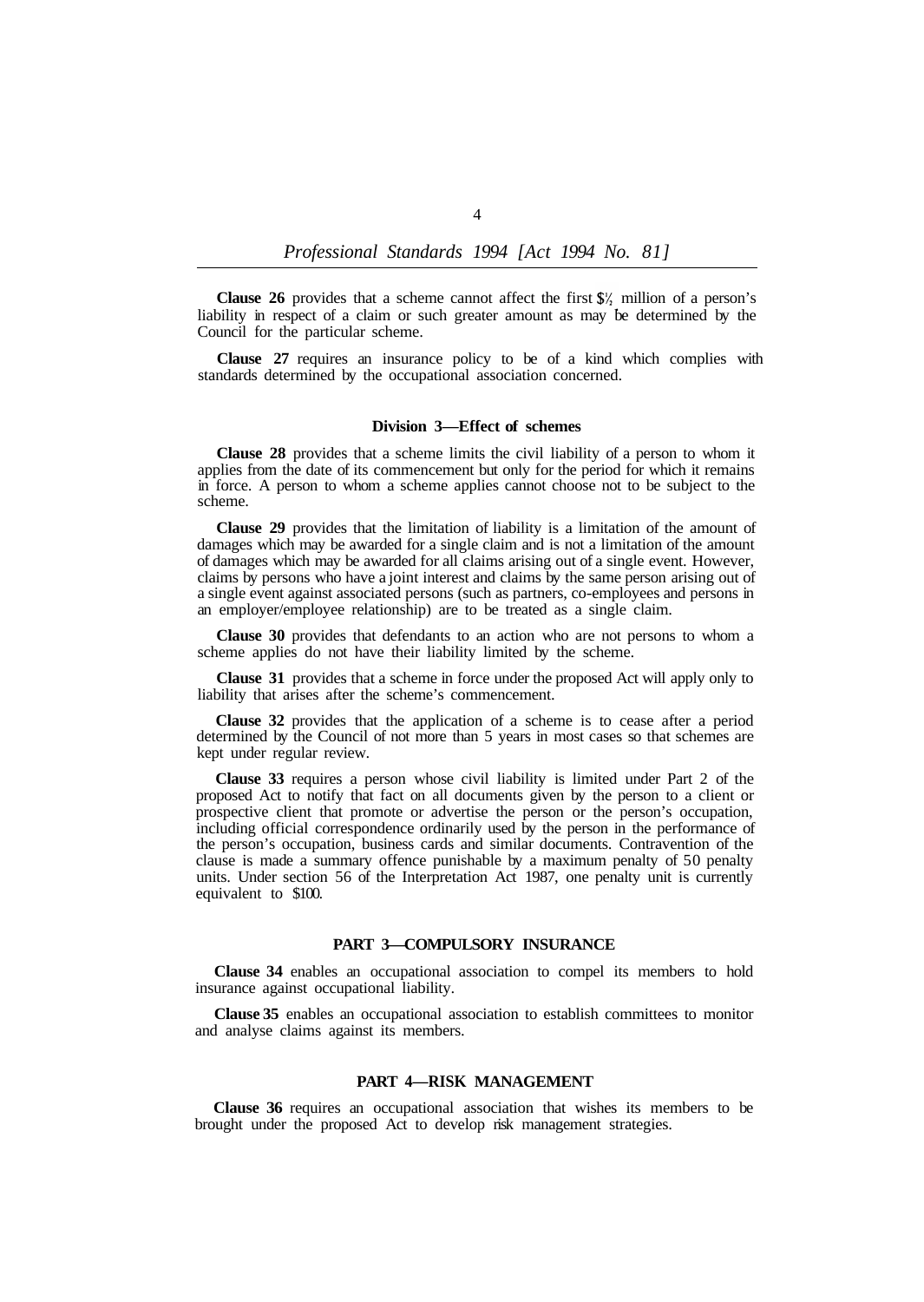**Clause 26** provides that a scheme cannot affect the first $½ million of a person's liability in respect of a claim or such greater amount as may be determined by the Council for the particular scheme.

**Clause 27** requires an insurance policy to be of a kind which complies with standards determined by the occupational association concerned.

### Division 3—Effect of schemes

**Clause 28** provides that a scheme limits the civil liability of a person to whom it applies from the date of its commencement but only for the period for which it remains in force. A person to whom a scheme applies cannot choose not to be subject to the scheme.

**Clause 29** provides that the limitation of liability is a limitation of the amount of damages which may be awarded for a single claim and is not a limitation of the amount of damages which may be awarded for all claims arising out of a single event. However, claims by persons who have a joint interest and claims by the same person arising out of a single event against associated persons (such as partners, co-employees and persons in an employer/employee relationship) are to be treated as a single claim.

**Clause 30** provides that defendants to an action who are not persons to whom a scheme applies do not have their liability limited by the scheme.

**Clause 31** provides that a scheme in force under the proposed Act will apply only to liability that arises after the scheme's commencement.

**Clause 32** provides that the application of a scheme is to cease after a period determined by the Council of not more than 5 years in most cases so that schemes are kept under regular review.

**Clause 33** requires a person whose civil liability is limited under Part 2 of the proposed Act to notify that fact on all documents given by the person to a client or prospective client that promote or advertise the person or the person's occupation, including official correspondence ordinarily used by the person in the performance of the person's occupation, business cards and similar documents. Contravention of the clause is made a summary offence punishable by a maximum penalty of 50 penalty units. Under section 56 of the Interpretation Act 1987, one penalty unit is currently equivalent to $100.

## PART 3—COMPULSORY INSURANCE

**Clause 34** enables an occupational association to compel its members to hold insurance against occupational liability.

**Clause 35** enables an occupational association to establish committees to monitor and analyse claims against its members.

## PART 4—RISK MANAGEMENT

**Clause 36** requires an occupational association that wishes its members to be brought under the proposed Act to develop risk management strategies.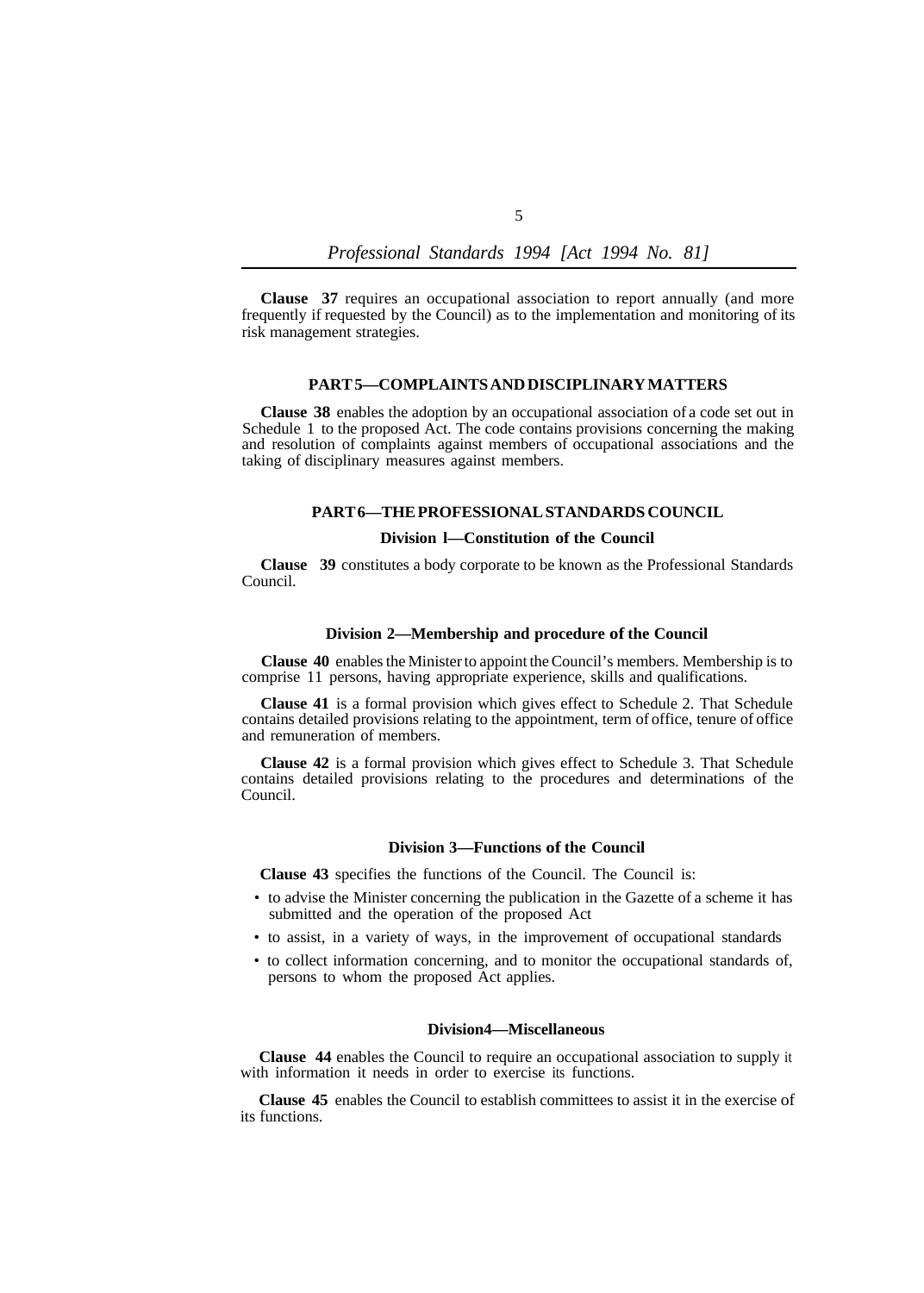**Clause 37** requires an occupational association to report annually (and more frequently if requested by the Council) as to the implementation and monitoring of its risk management strategies.

## PART 5—COMPLAINTS AND DISCIPLINARY MATTERS

**Clause 38** enables the adoption by an occupational association of a code set out in Schedule 1 to the proposed Act. The code contains provisions concerning the making and resolution of complaints against members of occupational associations and the taking of disciplinary measures against members.

## PART 6—THE PROFESSIONAL STANDARDS COUNCIL

### Division 1—Constitution of the Council

**Clause 39** constitutes a body corporate to be known as the Professional Standards Council.

### Division 2—Membership and procedure of the Council

**Clause 40** enables the Minister to appoint the Council's members. Membership is to comprise 11 persons, having appropriate experience, skills and qualifications.

**Clause 41** is a formal provision which gives effect to Schedule 2. That Schedule contains detailed provisions relating to the appointment, term of office, tenure of office and remuneration of members.

**Clause 42** is a formal provision which gives effect to Schedule 3. That Schedule contains detailed provisions relating to the procedures and determinations of the Council.

### Division 3—Functions of the Council

**Clause 43** specifies the functions of the Council. The Council is:

- to advise the Minister concerning the publication in the Gazette of a scheme it has submitted and the operation of the proposed Act
- to assist, in a variety of ways, in the improvement of occupational standards
- to collect information concerning, and to monitor the occupational standards of, persons to whom the proposed Act applies.

### Division 4—Miscellaneous

**Clause 44** enables the Council to require an occupational association to supply it with information it needs in order to exercise its functions.

**Clause 45** enables the Council to establish committees to assist it in the exercise of its functions.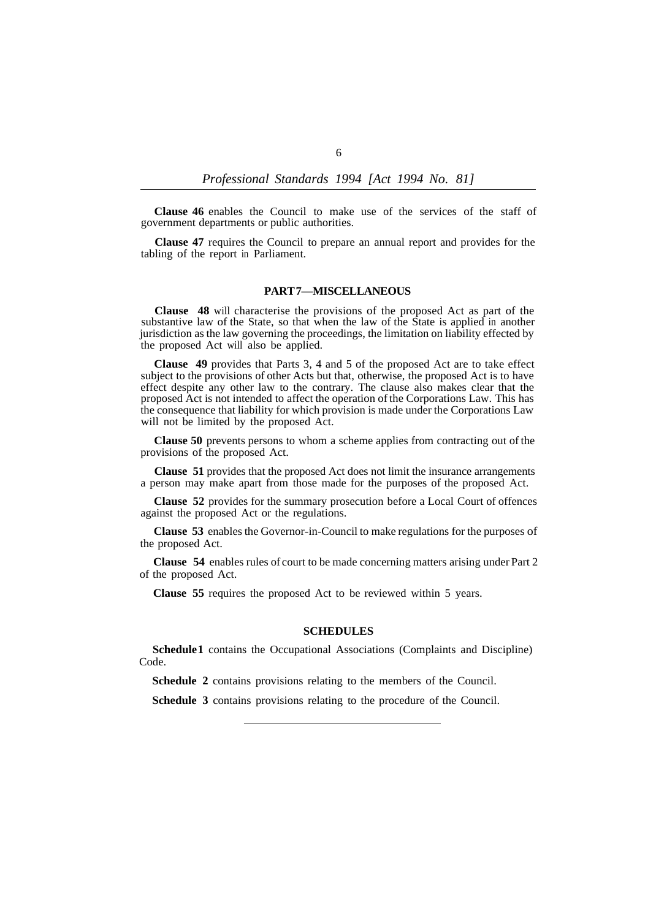**Clause 46** enables the Council to make use of the services of the staff of government departments or public authorities.

**Clause 47** requires the Council to prepare an annual report and provides for the tabling of the report in Parliament.

## PART 7—MISCELLANEOUS

**Clause 48** will characterise the provisions of the proposed Act as part of the substantive law of the State, so that when the law of the State is applied in another jurisdiction as the law governing the proceedings, the limitation on liability effected by the proposed Act will also be applied.

**Clause 49** provides that Parts 3, 4 and 5 of the proposed Act are to take effect subject to the provisions of other Acts but that, otherwise, the proposed Act is to have effect despite any other law to the contrary. The clause also makes clear that the proposed Act is not intended to affect the operation of the Corporations Law. This has the consequence that liability for which provision is made under the Corporations Law will not be limited by the proposed Act.

**Clause 50** prevents persons to whom a scheme applies from contracting out of the provisions of the proposed Act.

**Clause 51** provides that the proposed Act does not limit the insurance arrangements a person may make apart from those made for the purposes of the proposed Act.

**Clause 52** provides for the summary prosecution before a Local Court of offences against the proposed Act or the regulations.

**Clause 53** enables the Governor-in-Council to make regulations for the purposes of the proposed Act.

**Clause 54** enables rules of court to be made concerning matters arising under Part 2 of the proposed Act.

**Clause 55** requires the proposed Act to be reviewed within 5 years.

## SCHEDULES

**Schedule 1** contains the Occupational Associations (Complaints and Discipline) Code.

**Schedule 2** contains provisions relating to the members of the Council.

**Schedule 3** contains provisions relating to the procedure of the Council.